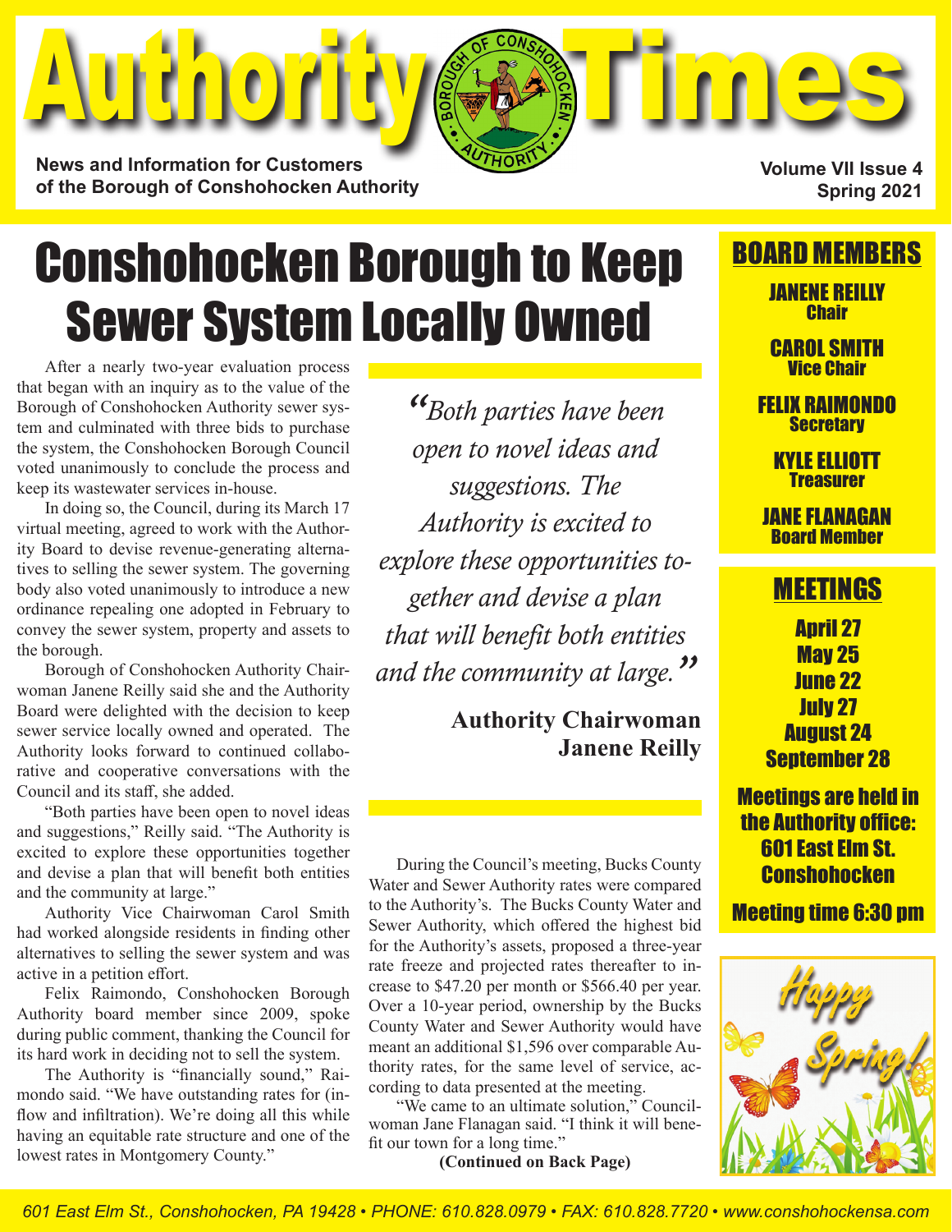# Authority Times

**News and Information for Customers of the Borough of Conshohocken Authority**

**Volume VII Issue 4**
**Spring 2021**

# Conshohocken Borough to Keep Sewer System Locally Owned

After a nearly two-year evaluation process that began with an inquiry as to the value of the Borough of Conshohocken Authority sewer system and culminated with three bids to purchase the system, the Conshohocken Borough Council voted unanimously to conclude the process and keep its wastewater services in-house.

In doing so, the Council, during its March 17 virtual meeting, agreed to work with the Authority Board to devise revenue-generating alternatives to selling the sewer system. The governing body also voted unanimously to introduce a new ordinance repealing one adopted in February to convey the sewer system, property and assets to the borough.

Borough of Conshohocken Authority Chairwoman Janene Reilly said she and the Authority Board were delighted with the decision to keep sewer service locally owned and operated. The Authority looks forward to continued collaborative and cooperative conversations with the Council and its staff, she added.

"Both parties have been open to novel ideas and suggestions," Reilly said. "The Authority is excited to explore these opportunities together and devise a plan that will benefit both entities and the community at large."

Authority Vice Chairwoman Carol Smith had worked alongside residents in finding other alternatives to selling the sewer system and was active in a petition effort.

Felix Raimondo, Conshohocken Borough Authority board member since 2009, spoke during public comment, thanking the Council for its hard work in deciding not to sell the system.

The Authority is "financially sound," Raimondo said. "We have outstanding rates for (inflow and infiltration). We're doing all this while having an equitable rate structure and one of the lowest rates in Montgomery County."

> *"Both parties have been open to novel ideas and suggestions. The Authority is excited to explore these opportunities together and devise a plan that will benefit both entities and the community at large."*
>
> **Authority Chairwoman Janene Reilly**

During the Council's meeting, Bucks County Water and Sewer Authority rates were compared to the Authority's. The Bucks County Water and Sewer Authority, which offered the highest bid for the Authority's assets, proposed a three-year rate freeze and projected rates thereafter to increase to $47.20 per month or $566.40 per year. Over a 10-year period, ownership by the Bucks County Water and Sewer Authority would have meant an additional $1,596 over comparable Authority rates, for the same level of service, according to data presented at the meeting.

"We came to an ultimate solution," Councilwoman Jane Flanagan said. "I think it will benefit our town for a long time."

**(Continued on Back Page)**

## BOARD MEMBERS

**JANENE REILLY**
Chair

**CAROL SMITH**
Vice Chair

**FELIX RAIMONDO**
Secretary

**KYLE ELLIOTT**
Treasurer

**JANE FLANAGAN**
Board Member

## MEETINGS

April 27
May 25
June 22
July 27
August 24
September 28

**Meetings are held in the Authority office: 601 East Elm St. Conshohocken**

**Meeting time 6:30 pm**

Happy Spring!

601 East Elm St., Conshohocken, PA 19428 • PHONE: 610.828.0979 • FAX: 610.828.7720 • www.conshohockensa.com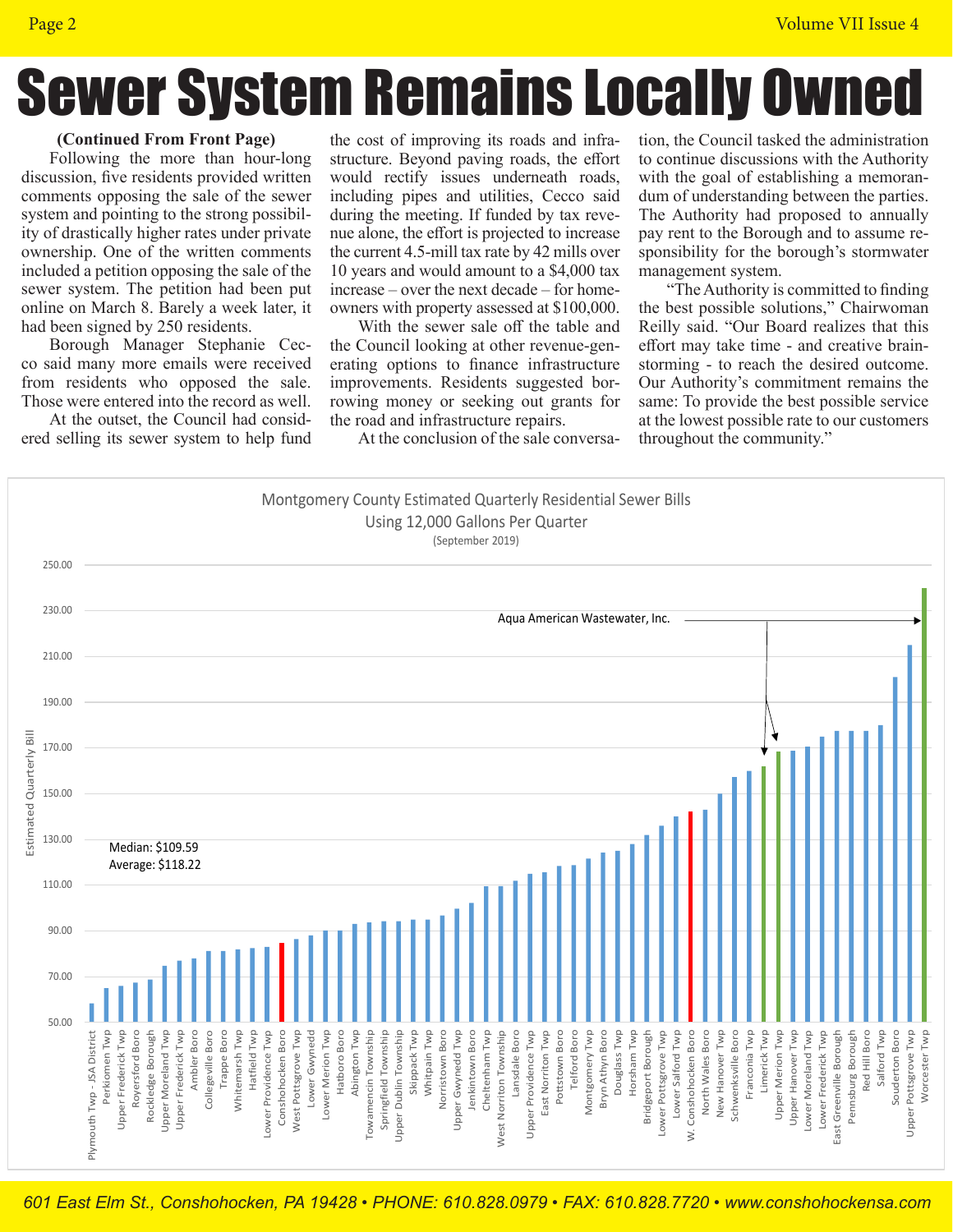# Sewer System Remains Locally Owned

**(Continued From Front Page)**

Following the more than hour-long discussion, five residents provided written comments opposing the sale of the sewer system and pointing to the strong possibility of drastically higher rates under private ownership. One of the written comments included a petition opposing the sale of the sewer system. The petition had been put online on March 8. Barely a week later, it had been signed by 250 residents.

Borough Manager Stephanie Cecco said many more emails were received from residents who opposed the sale. Those were entered into the record as well.

At the outset, the Council had considered selling its sewer system to help fund the cost of improving its roads and infrastructure. Beyond paving roads, the effort would rectify issues underneath roads, including pipes and utilities, Cecco said during the meeting. If funded by tax revenue alone, the effort is projected to increase the current 4.5-mill tax rate by 42 mills over 10 years and would amount to a $4,000 tax increase – over the next decade – for homeowners with property assessed at $100,000.

With the sewer sale off the table and the Council looking at other revenue-generating options to finance infrastructure improvements. Residents suggested borrowing money or seeking out grants for the road and infrastructure repairs.

At the conclusion of the sale conversation, the Council tasked the administration to continue discussions with the Authority with the goal of establishing a memorandum of understanding between the parties. The Authority had proposed to annually pay rent to the Borough and to assume responsibility for the borough's stormwater management system.

"The Authority is committed to finding the best possible solutions," Chairwoman Reilly said. "Our Board realizes that this effort may take time - and creative brainstorming - to reach the desired outcome. Our Authority's commitment remains the same: To provide the best possible service at the lowest possible rate to our customers throughout the community."

Montgomery County Estimated Quarterly Residential Sewer Bills
Using 12,000 Gallons Per Quarter
(September 2019)

Estimated Quarterly Bill

250.00, 230.00, 210.00, 190.00, 170.00, 150.00, 130.00, 110.00, 90.00, 70.00, 50.00

Median: $109.59
Average: $118.22

Aqua American Wastewater, Inc.

Plymouth Twp - JSA District, Perkiomen Twp, Upper Frederick Twp, Royersford Boro, Rockledge Borough, Upper Moreland Twp, Upper Frederick Twp, Ambler Boro, Collegeville Boro, Trappe Boro, Whitemarsh Twp, Hatfield Twp, Lower Providence Twp, Conshohocken Boro, West Pottsgrove Twp, Lower Gwynedd, Lower Merion Twp, Hatboro Boro, Abington Twp, Towamencin Township, Springfield Township, Upper Dublin Township, Skippack Twp, Whitpain Twp, Norristown Boro, Upper Gwynedd Twp, Jenkintown Boro, Cheltenham Twp, West Norriton Township, Lansdale Boro, Upper Providence Twp, East Norriton Twp, Pottstown Boro, Telford Boro, Montgomery Twp, Bryn Athyn Boro, Douglass Twp, Horsham Twp, Bridgeport Borough, Lower Pottsgrove Twp, Lower Salford Twp, W. Conshohocken Boro, North Wales Boro, New Hanover Twp, Schwenksville Boro, Franconia Twp, Limerick Twp, Upper Merion Twp, Upper Hanover Twp, Lower Moreland Twp, Lower Frederick Twp, East Greenville Borough, Pennsburg Borough, Red Hill Boro, Salford Twp, Souderton Boro, Upper Pottsgrove Twp, Worcester Twp